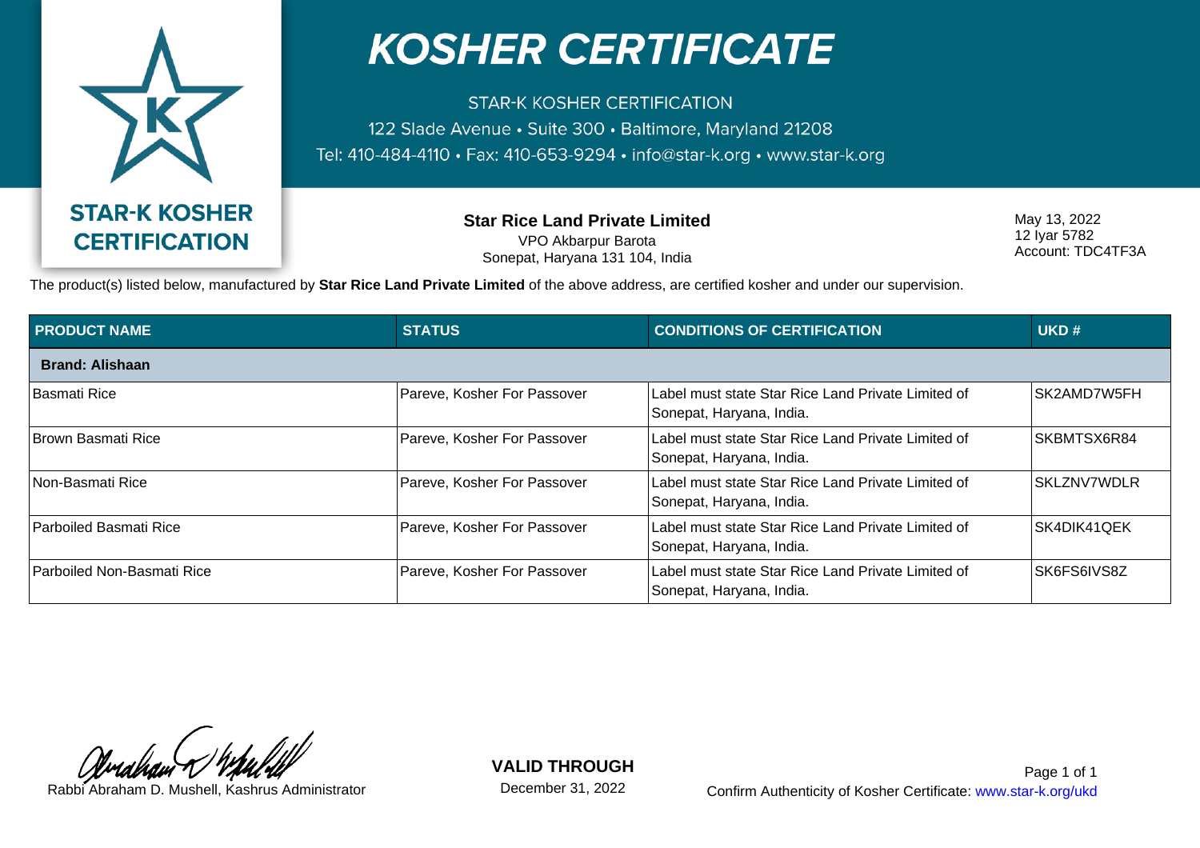# KOSHER CERTIFICATE

STAR-K KOSHER CERTIFICATION
122 Slade Avenue • Suite 300 • Baltimore, Maryland 21208
Tel: 410-484-4110 • Fax: 410-653-9294 • info@star-k.org • www.star-k.org

**STAR-K KOSHER CERTIFICATION**

**Star Rice Land Private Limited**
VPO Akbarpur Barota
Sonepat, Haryana 131 104, India

May 13, 2022
12 Iyar 5782
Account: TDC4TF3A

The product(s) listed below, manufactured by **Star Rice Land Private Limited** of the above address, are certified kosher and under our supervision.

| PRODUCT NAME | STATUS | CONDITIONS OF CERTIFICATION | UKD # |
|---|---|---|---|
| **Brand: Alishaan** | | | |
| Basmati Rice | Pareve, Kosher For Passover | Label must state Star Rice Land Private Limited of Sonepat, Haryana, India. | SK2AMD7W5FH |
| Brown Basmati Rice | Pareve, Kosher For Passover | Label must state Star Rice Land Private Limited of Sonepat, Haryana, India. | SKBMTSX6R84 |
| Non-Basmati Rice | Pareve, Kosher For Passover | Label must state Star Rice Land Private Limited of Sonepat, Haryana, India. | SKLZNV7WDLR |
| Parboiled Basmati Rice | Pareve, Kosher For Passover | Label must state Star Rice Land Private Limited of Sonepat, Haryana, India. | SK4DIK41QEK |
| Parboiled Non-Basmati Rice | Pareve, Kosher For Passover | Label must state Star Rice Land Private Limited of Sonepat, Haryana, India. | SK6FS6IVS8Z |

Rabbi Abraham D. Mushell, Kashrus Administrator

**VALID THROUGH**
December 31, 2022

Confirm Authenticity of Kosher Certificate: www.star-k.org/ukd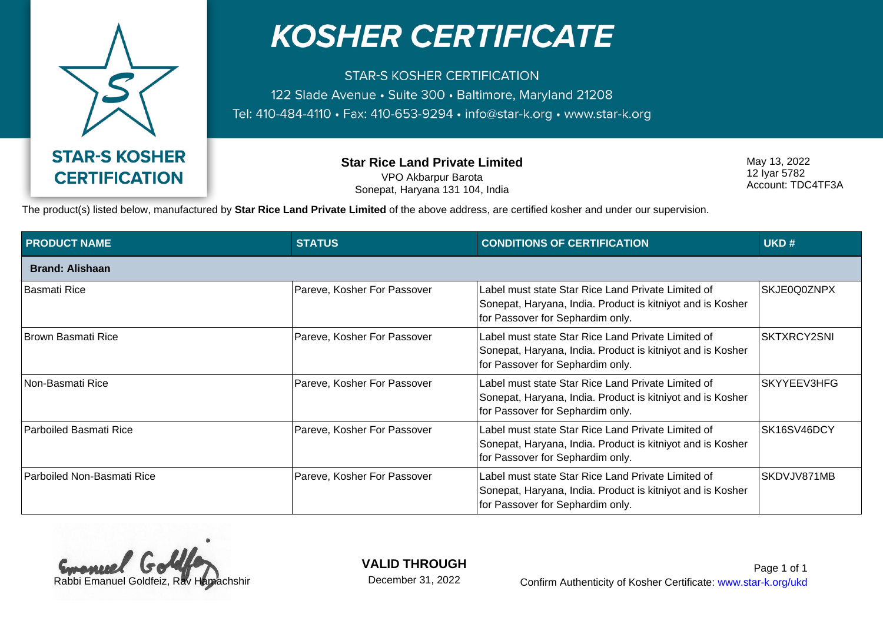# KOSHER CERTIFICATE

STAR-S KOSHER CERTIFICATION
122 Slade Avenue • Suite 300 • Baltimore, Maryland 21208
Tel: 410-484-4110 • Fax: 410-653-9294 • info@star-k.org • www.star-k.org

STAR-S KOSHER CERTIFICATION

**Star Rice Land Private Limited**
VPO Akbarpur Barota
Sonepat, Haryana 131 104, India

May 13, 2022
12 Iyar 5782
Account: TDC4TF3A

The product(s) listed below, manufactured by **Star Rice Land Private Limited** of the above address, are certified kosher and under our supervision.

| PRODUCT NAME | STATUS | CONDITIONS OF CERTIFICATION | UKD # |
|---|---|---|---|
| **Brand: Alishaan** | | | |
| Basmati Rice | Pareve, Kosher For Passover | Label must state Star Rice Land Private Limited of Sonepat, Haryana, India. Product is kitniyot and is Kosher for Passover for Sephardim only. | SKJE0Q0ZNPX |
| Brown Basmati Rice | Pareve, Kosher For Passover | Label must state Star Rice Land Private Limited of Sonepat, Haryana, India. Product is kitniyot and is Kosher for Passover for Sephardim only. | SKTXRCY2SNI |
| Non-Basmati Rice | Pareve, Kosher For Passover | Label must state Star Rice Land Private Limited of Sonepat, Haryana, India. Product is kitniyot and is Kosher for Passover for Sephardim only. | SKYYEEV3HFG |
| Parboiled Basmati Rice | Pareve, Kosher For Passover | Label must state Star Rice Land Private Limited of Sonepat, Haryana, India. Product is kitniyot and is Kosher for Passover for Sephardim only. | SK16SV46DCY |
| Parboiled Non-Basmati Rice | Pareve, Kosher For Passover | Label must state Star Rice Land Private Limited of Sonepat, Haryana, India. Product is kitniyot and is Kosher for Passover for Sephardim only. | SKDVJV871MB |

Rabbi Emanuel Goldfeiz, Rav Hamachshir

**VALID THROUGH**
December 31, 2022

Confirm Authenticity of Kosher Certificate: www.star-k.org/ukd